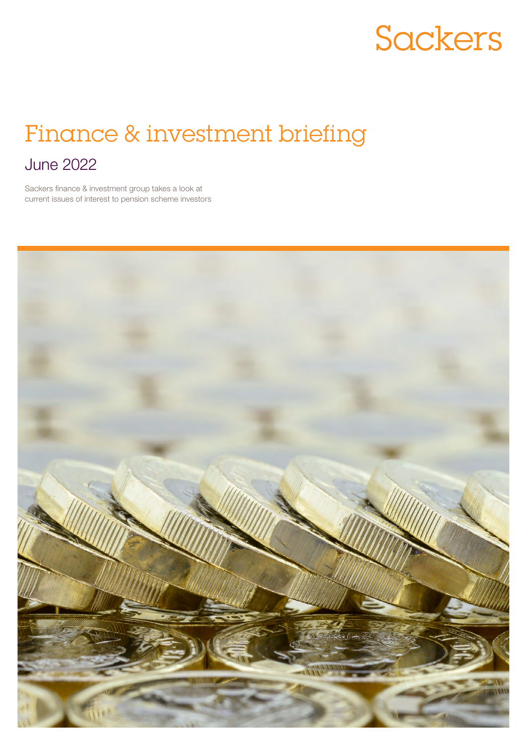Sackers

# Finance & investment briefing

## June 2022

Sackers finance & investment group takes a look at current issues of interest to pension scheme investors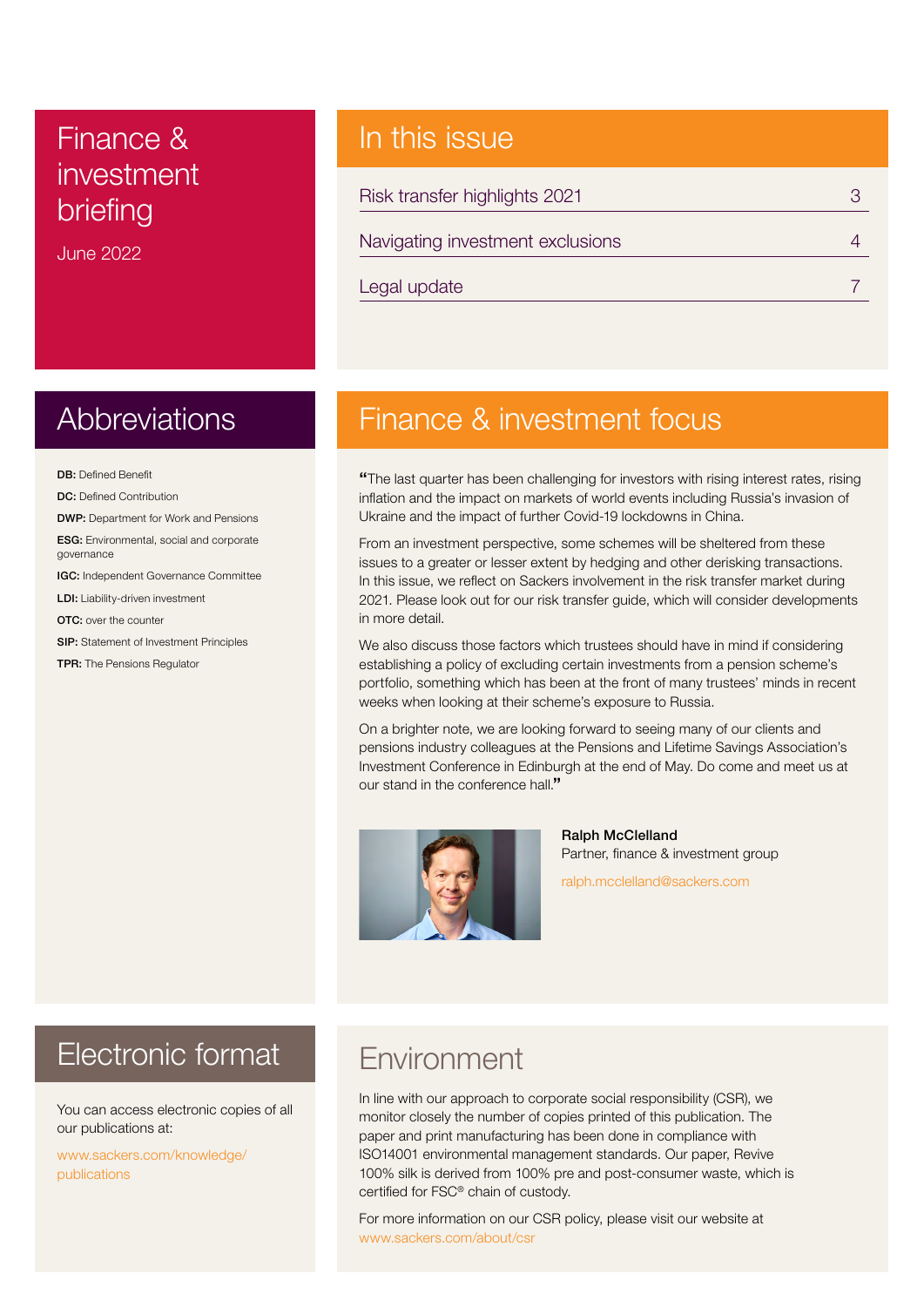# Finance & investment briefing

June 2022

## In this issue

| | |
|---|---|
| Risk transfer highlights 2021 | 3 |
| Navigating investment exclusions | 4 |
| Legal update | 7 |

## Abbreviations

**DB:** Defined Benefit

**DC:** Defined Contribution

**DWP:** Department for Work and Pensions

**ESG:** Environmental, social and corporate governance

**IGC:** Independent Governance Committee

**LDI:** Liability-driven investment

**OTC:** over the counter

**SIP:** Statement of Investment Principles

**TPR:** The Pensions Regulator

## Finance & investment focus

"The last quarter has been challenging for investors with rising interest rates, rising inflation and the impact on markets of world events including Russia's invasion of Ukraine and the impact of further Covid-19 lockdowns in China.

From an investment perspective, some schemes will be sheltered from these issues to a greater or lesser extent by hedging and other derisking transactions. In this issue, we reflect on Sackers involvement in the risk transfer market during 2021. Please look out for our risk transfer guide, which will consider developments in more detail.

We also discuss those factors which trustees should have in mind if considering establishing a policy of excluding certain investments from a pension scheme's portfolio, something which has been at the front of many trustees' minds in recent weeks when looking at their scheme's exposure to Russia.

On a brighter note, we are looking forward to seeing many of our clients and pensions industry colleagues at the Pensions and Lifetime Savings Association's Investment Conference in Edinburgh at the end of May. Do come and meet us at our stand in the conference hall."

**Ralph McClelland**
Partner, finance & investment group

ralph.mcclelland@sackers.com

## Electronic format

You can access electronic copies of all our publications at:

www.sackers.com/knowledge/publications

## Environment

In line with our approach to corporate social responsibility (CSR), we monitor closely the number of copies printed of this publication. The paper and print manufacturing has been done in compliance with ISO14001 environmental management standards. Our paper, Revive 100% silk is derived from 100% pre and post-consumer waste, which is certified for FSC® chain of custody.

For more information on our CSR policy, please visit our website at www.sackers.com/about/csr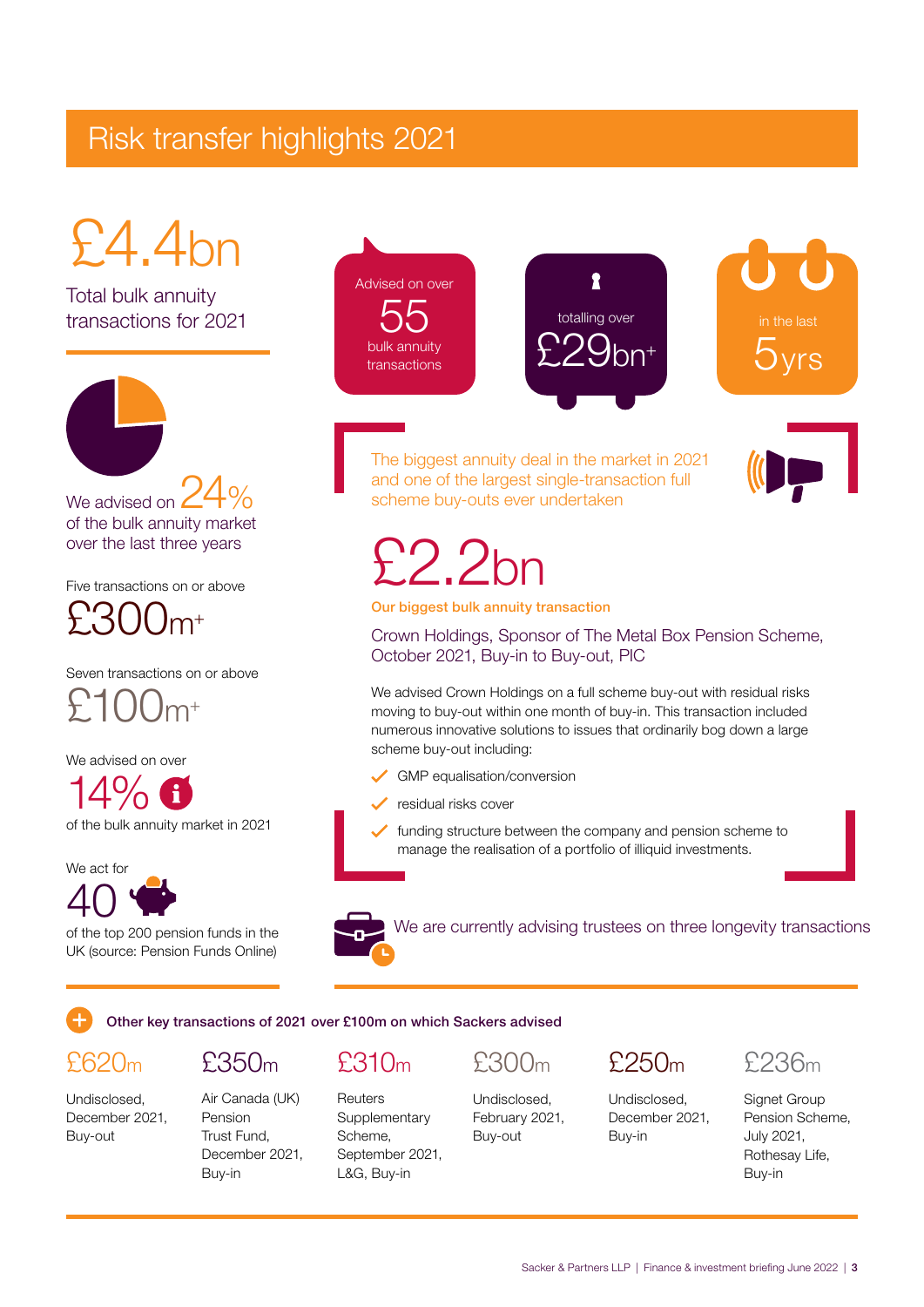# Risk transfer highlights 2021

£4.4bn

Total bulk annuity transactions for 2021

We advised on 24% of the bulk annuity market over the last three years

Five transactions on or above

£300m+

Seven transactions on or above

£100m+

We advised on over

14%

of the bulk annuity market in 2021

We act for

40

of the top 200 pension funds in the UK (source: Pension Funds Online)

Advised on over 55 bulk annuity transactions

totalling over £29bn+

in the last 5yrs

The biggest annuity deal in the market in 2021 and one of the largest single-transaction full scheme buy-outs ever undertaken

£2.2bn

**Our biggest bulk annuity transaction**

Crown Holdings, Sponsor of The Metal Box Pension Scheme, October 2021, Buy-in to Buy-out, PIC

We advised Crown Holdings on a full scheme buy-out with residual risks moving to buy-out within one month of buy-in. This transaction included numerous innovative solutions to issues that ordinarily bog down a large scheme buy-out including:

- GMP equalisation/conversion
- residual risks cover
- funding structure between the company and pension scheme to manage the realisation of a portfolio of illiquid investments.

We are currently advising trustees on three longevity transactions

**Other key transactions of 2021 over £100m on which Sackers advised**

£620m

Undisclosed, December 2021, Buy-out

£350m

Air Canada (UK) Pension Trust Fund, December 2021, Buy-in

£310m

Reuters Supplementary Scheme, September 2021, L&G, Buy-in

£300m

Undisclosed, February 2021, Buy-out

£250m

Undisclosed, December 2021, Buy-in

£236m

Signet Group Pension Scheme, July 2021, Rothesay Life, Buy-in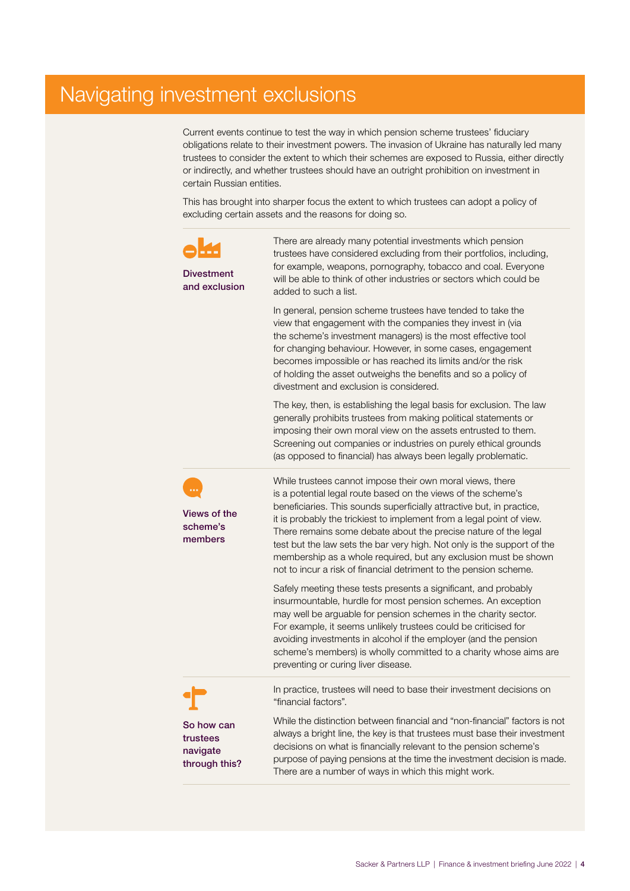# Navigating investment exclusions

Current events continue to test the way in which pension scheme trustees' fiduciary obligations relate to their investment powers. The invasion of Ukraine has naturally led many trustees to consider the extent to which their schemes are exposed to Russia, either directly or indirectly, and whether trustees should have an outright prohibition on investment in certain Russian entities.

This has brought into sharper focus the extent to which trustees can adopt a policy of excluding certain assets and the reasons for doing so.

### Divestment and exclusion

There are already many potential investments which pension trustees have considered excluding from their portfolios, including, for example, weapons, pornography, tobacco and coal. Everyone will be able to think of other industries or sectors which could be added to such a list.

In general, pension scheme trustees have tended to take the view that engagement with the companies they invest in (via the scheme's investment managers) is the most effective tool for changing behaviour. However, in some cases, engagement becomes impossible or has reached its limits and/or the risk of holding the asset outweighs the benefits and so a policy of divestment and exclusion is considered.

The key, then, is establishing the legal basis for exclusion. The law generally prohibits trustees from making political statements or imposing their own moral view on the assets entrusted to them. Screening out companies or industries on purely ethical grounds (as opposed to financial) has always been legally problematic.

### Views of the scheme's members

While trustees cannot impose their own moral views, there is a potential legal route based on the views of the scheme's beneficiaries. This sounds superficially attractive but, in practice, it is probably the trickiest to implement from a legal point of view. There remains some debate about the precise nature of the legal test but the law sets the bar very high. Not only is the support of the membership as a whole required, but any exclusion must be shown not to incur a risk of financial detriment to the pension scheme.

Safely meeting these tests presents a significant, and probably insurmountable, hurdle for most pension schemes. An exception may well be arguable for pension schemes in the charity sector. For example, it seems unlikely trustees could be criticised for avoiding investments in alcohol if the employer (and the pension scheme's members) is wholly committed to a charity whose aims are preventing or curing liver disease.

### So how can trustees navigate through this?

In practice, trustees will need to base their investment decisions on "financial factors".

While the distinction between financial and "non-financial" factors is not always a bright line, the key is that trustees must base their investment decisions on what is financially relevant to the pension scheme's purpose of paying pensions at the time the investment decision is made. There are a number of ways in which this might work.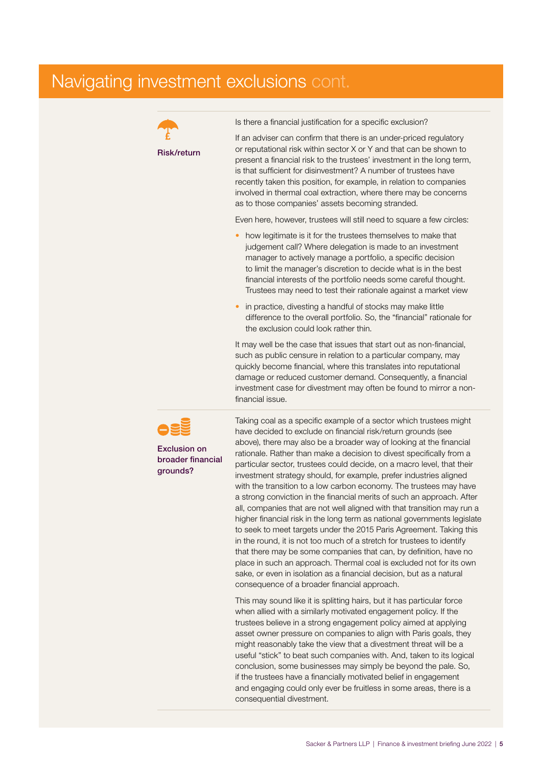# Navigating investment exclusions cont.

### Risk/return

Is there a financial justification for a specific exclusion?

If an adviser can confirm that there is an under-priced regulatory or reputational risk within sector X or Y and that can be shown to present a financial risk to the trustees' investment in the long term, is that sufficient for disinvestment? A number of trustees have recently taken this position, for example, in relation to companies involved in thermal coal extraction, where there may be concerns as to those companies' assets becoming stranded.

Even here, however, trustees will still need to square a few circles:

- how legitimate is it for the trustees themselves to make that judgement call? Where delegation is made to an investment manager to actively manage a portfolio, a specific decision to limit the manager's discretion to decide what is in the best financial interests of the portfolio needs some careful thought. Trustees may need to test their rationale against a market view
- in practice, divesting a handful of stocks may make little difference to the overall portfolio. So, the "financial" rationale for the exclusion could look rather thin.

It may well be the case that issues that start out as non-financial, such as public censure in relation to a particular company, may quickly become financial, where this translates into reputational damage or reduced customer demand. Consequently, a financial investment case for divestment may often be found to mirror a non-financial issue.

### Exclusion on broader financial grounds?

Taking coal as a specific example of a sector which trustees might have decided to exclude on financial risk/return grounds (see above), there may also be a broader way of looking at the financial rationale. Rather than make a decision to divest specifically from a particular sector, trustees could decide, on a macro level, that their investment strategy should, for example, prefer industries aligned with the transition to a low carbon economy. The trustees may have a strong conviction in the financial merits of such an approach. After all, companies that are not well aligned with that transition may run a higher financial risk in the long term as national governments legislate to seek to meet targets under the 2015 Paris Agreement. Taking this in the round, it is not too much of a stretch for trustees to identify that there may be some companies that can, by definition, have no place in such an approach. Thermal coal is excluded not for its own sake, or even in isolation as a financial decision, but as a natural consequence of a broader financial approach.

This may sound like it is splitting hairs, but it has particular force when allied with a similarly motivated engagement policy. If the trustees believe in a strong engagement policy aimed at applying asset owner pressure on companies to align with Paris goals, they might reasonably take the view that a divestment threat will be a useful "stick" to beat such companies with. And, taken to its logical conclusion, some businesses may simply be beyond the pale. So, if the trustees have a financially motivated belief in engagement and engaging could only ever be fruitless in some areas, there is a consequential divestment.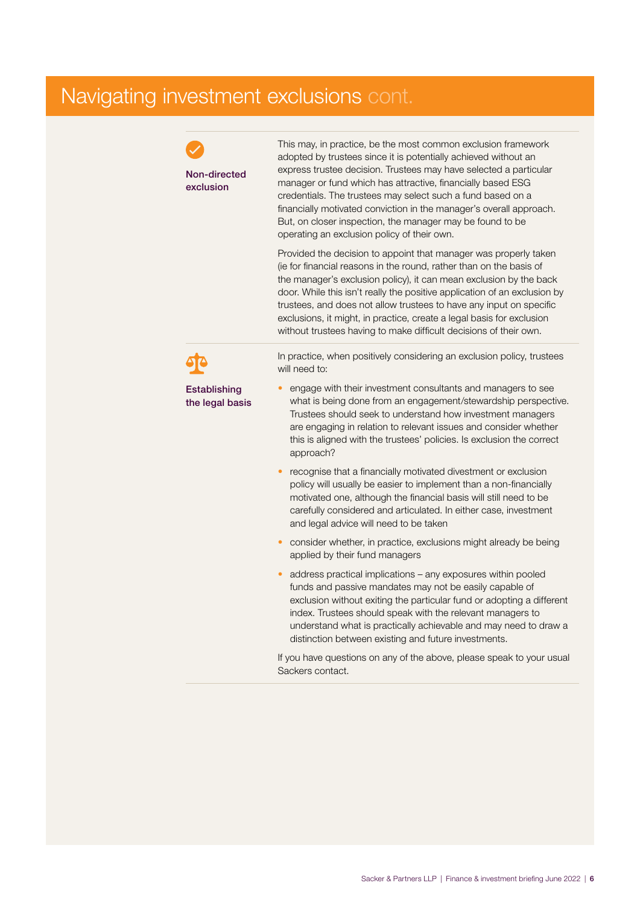# Navigating investment exclusions cont.

### Non-directed exclusion

This may, in practice, be the most common exclusion framework adopted by trustees since it is potentially achieved without an express trustee decision. Trustees may have selected a particular manager or fund which has attractive, financially based ESG credentials. The trustees may select such a fund based on a financially motivated conviction in the manager's overall approach. But, on closer inspection, the manager may be found to be operating an exclusion policy of their own.

Provided the decision to appoint that manager was properly taken (ie for financial reasons in the round, rather than on the basis of the manager's exclusion policy), it can mean exclusion by the back door. While this isn't really the positive application of an exclusion by trustees, and does not allow trustees to have any input on specific exclusions, it might, in practice, create a legal basis for exclusion without trustees having to make difficult decisions of their own.

### Establishing the legal basis

In practice, when positively considering an exclusion policy, trustees will need to:

- engage with their investment consultants and managers to see what is being done from an engagement/stewardship perspective. Trustees should seek to understand how investment managers are engaging in relation to relevant issues and consider whether this is aligned with the trustees' policies. Is exclusion the correct approach?
- recognise that a financially motivated divestment or exclusion policy will usually be easier to implement than a non-financially motivated one, although the financial basis will still need to be carefully considered and articulated. In either case, investment and legal advice will need to be taken
- consider whether, in practice, exclusions might already be being applied by their fund managers
- address practical implications – any exposures within pooled funds and passive mandates may not be easily capable of exclusion without exiting the particular fund or adopting a different index. Trustees should speak with the relevant managers to understand what is practically achievable and may need to draw a distinction between existing and future investments.

If you have questions on any of the above, please speak to your usual Sackers contact.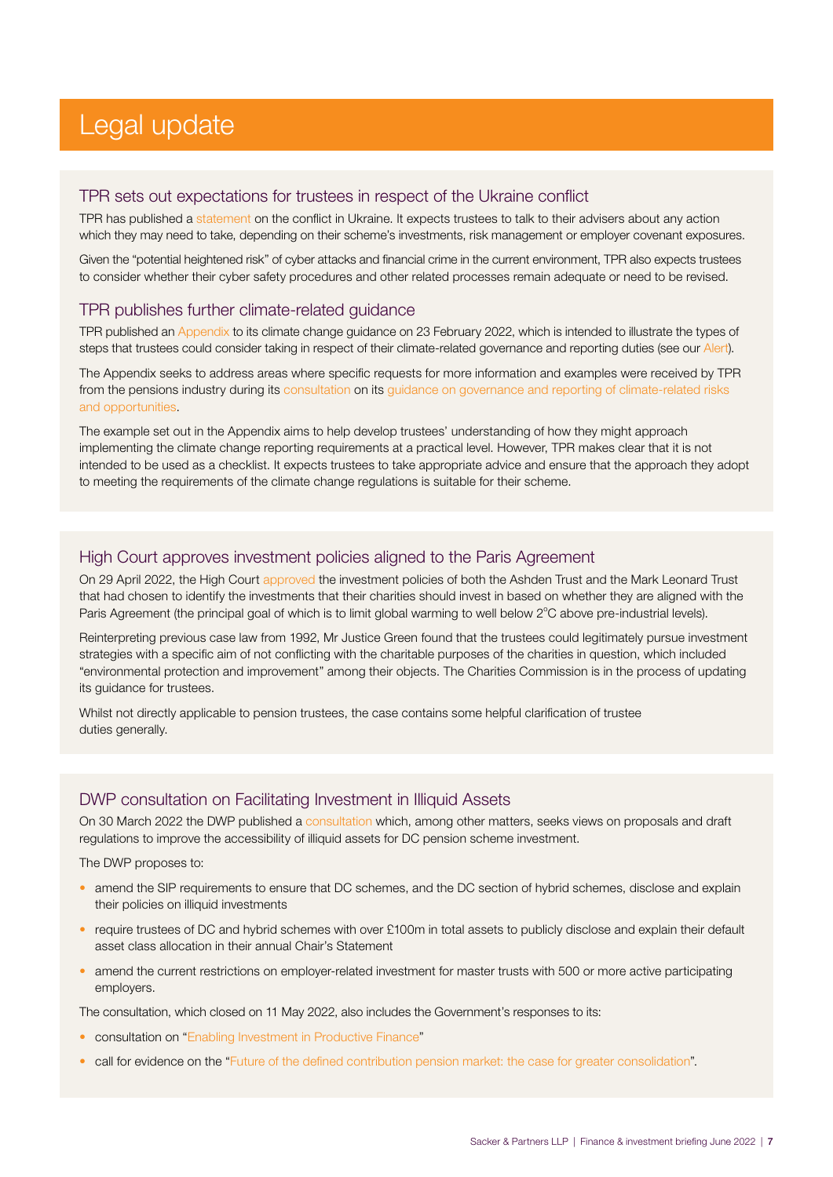# Legal update

## TPR sets out expectations for trustees in respect of the Ukraine conflict

TPR has published a statement on the conflict in Ukraine. It expects trustees to talk to their advisers about any action which they may need to take, depending on their scheme's investments, risk management or employer covenant exposures.

Given the "potential heightened risk" of cyber attacks and financial crime in the current environment, TPR also expects trustees to consider whether their cyber safety procedures and other related processes remain adequate or need to be revised.

## TPR publishes further climate-related guidance

TPR published an Appendix to its climate change guidance on 23 February 2022, which is intended to illustrate the types of steps that trustees could consider taking in respect of their climate-related governance and reporting duties (see our Alert).

The Appendix seeks to address areas where specific requests for more information and examples were received by TPR from the pensions industry during its consultation on its guidance on governance and reporting of climate-related risks and opportunities.

The example set out in the Appendix aims to help develop trustees' understanding of how they might approach implementing the climate change reporting requirements at a practical level. However, TPR makes clear that it is not intended to be used as a checklist. It expects trustees to take appropriate advice and ensure that the approach they adopt to meeting the requirements of the climate change regulations is suitable for their scheme.

## High Court approves investment policies aligned to the Paris Agreement

On 29 April 2022, the High Court approved the investment policies of both the Ashden Trust and the Mark Leonard Trust that had chosen to identify the investments that their charities should invest in based on whether they are aligned with the Paris Agreement (the principal goal of which is to limit global warming to well below 2°C above pre-industrial levels).

Reinterpreting previous case law from 1992, Mr Justice Green found that the trustees could legitimately pursue investment strategies with a specific aim of not conflicting with the charitable purposes of the charities in question, which included "environmental protection and improvement" among their objects. The Charities Commission is in the process of updating its guidance for trustees.

Whilst not directly applicable to pension trustees, the case contains some helpful clarification of trustee duties generally.

## DWP consultation on Facilitating Investment in Illiquid Assets

On 30 March 2022 the DWP published a consultation which, among other matters, seeks views on proposals and draft regulations to improve the accessibility of illiquid assets for DC pension scheme investment.

The DWP proposes to:

- amend the SIP requirements to ensure that DC schemes, and the DC section of hybrid schemes, disclose and explain their policies on illiquid investments
- require trustees of DC and hybrid schemes with over £100m in total assets to publicly disclose and explain their default asset class allocation in their annual Chair's Statement
- amend the current restrictions on employer-related investment for master trusts with 500 or more active participating employers.

The consultation, which closed on 11 May 2022, also includes the Government's responses to its:

- consultation on "Enabling Investment in Productive Finance"
- call for evidence on the "Future of the defined contribution pension market: the case for greater consolidation".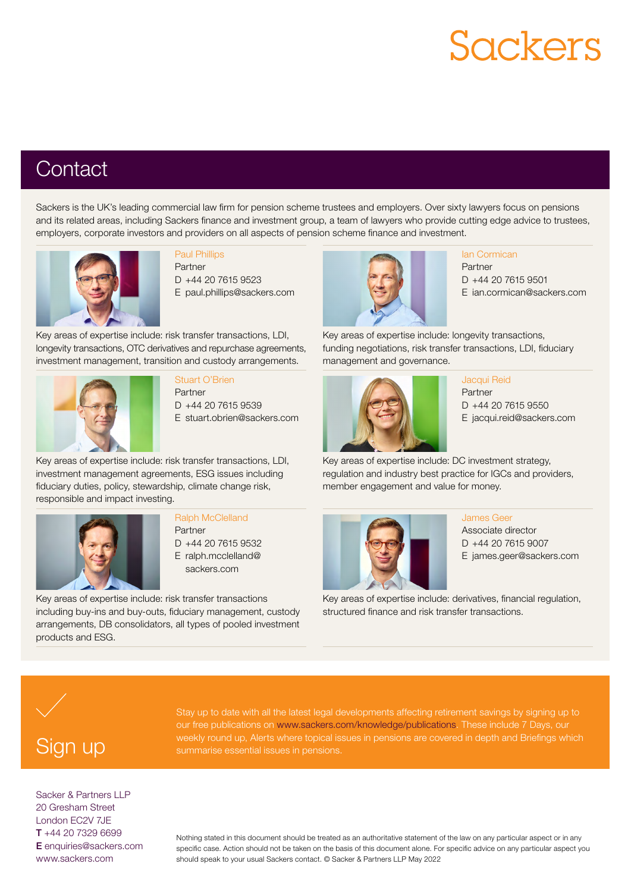Sackers

# Contact

Sackers is the UK's leading commercial law firm for pension scheme trustees and employers. Over sixty lawyers focus on pensions and its related areas, including Sackers finance and investment group, a team of lawyers who provide cutting edge advice to trustees, employers, corporate investors and providers on all aspects of pension scheme finance and investment.

**Paul Phillips**
Partner
D +44 20 7615 9523
E paul.phillips@sackers.com

Key areas of expertise include: risk transfer transactions, LDI, longevity transactions, OTC derivatives and repurchase agreements, investment management, transition and custody arrangements.

**Ian Cormican**
Partner
D +44 20 7615 9501
E ian.cormican@sackers.com

Key areas of expertise include: longevity transactions, funding negotiations, risk transfer transactions, LDI, fiduciary management and governance.

**Stuart O'Brien**
Partner
D +44 20 7615 9539
E stuart.obrien@sackers.com

Key areas of expertise include: risk transfer transactions, LDI, investment management agreements, ESG issues including fiduciary duties, policy, stewardship, climate change risk, responsible and impact investing.

**Jacqui Reid**
Partner
D +44 20 7615 9550
E jacqui.reid@sackers.com

Key areas of expertise include: DC investment strategy, regulation and industry best practice for IGCs and providers, member engagement and value for money.

**Ralph McClelland**
Partner
D +44 20 7615 9532
E ralph.mcclelland@sackers.com

Key areas of expertise include: risk transfer transactions including buy-ins and buy-outs, fiduciary management, custody arrangements, DB consolidators, all types of pooled investment products and ESG.

**James Geer**
Associate director
D +44 20 7615 9007
E james.geer@sackers.com

Key areas of expertise include: derivatives, financial regulation, structured finance and risk transfer transactions.

## Sign up

Stay up to date with all the latest legal developments affecting retirement savings by signing up to our free publications on www.sackers.com/knowledge/publications. These include 7 Days, our weekly round up, Alerts where topical issues in pensions are covered in depth and Briefings which summarise essential issues in pensions.

Sacker & Partners LLP
20 Gresham Street
London EC2V 7JE
**T** +44 20 7329 6699
**E** enquiries@sackers.com
www.sackers.com

Nothing stated in this document should be treated as an authoritative statement of the law on any particular aspect or in any specific case. Action should not be taken on the basis of this document alone. For specific advice on any particular aspect you should speak to your usual Sackers contact. © Sacker & Partners LLP May 2022